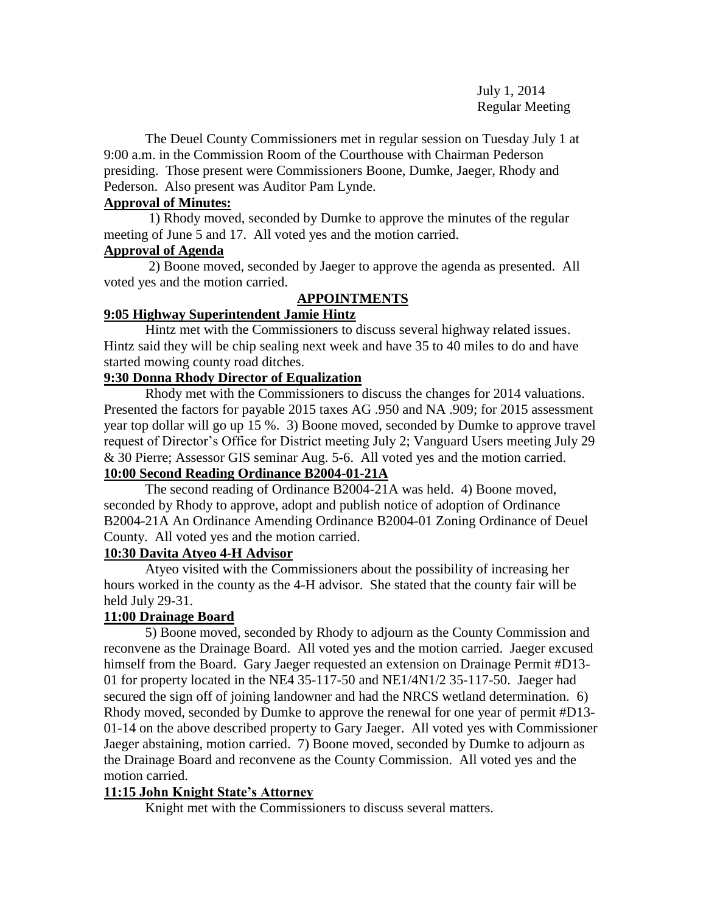July 1, 2014
Regular Meeting

The Deuel County Commissioners met in regular session on Tuesday July 1 at 9:00 a.m. in the Commission Room of the Courthouse with Chairman Pederson presiding. Those present were Commissioners Boone, Dumke, Jaeger, Rhody and Pederson. Also present was Auditor Pam Lynde.

**Approval of Minutes:**

1) Rhody moved, seconded by Dumke to approve the minutes of the regular meeting of June 5 and 17. All voted yes and the motion carried.

**Approval of Agenda**

2) Boone moved, seconded by Jaeger to approve the agenda as presented. All voted yes and the motion carried.

**APPOINTMENTS**

**9:05 Highway Superintendent Jamie Hintz**

Hintz met with the Commissioners to discuss several highway related issues. Hintz said they will be chip sealing next week and have 35 to 40 miles to do and have started mowing county road ditches.

**9:30 Donna Rhody Director of Equalization**

Rhody met with the Commissioners to discuss the changes for 2014 valuations. Presented the factors for payable 2015 taxes AG .950 and NA .909; for 2015 assessment year top dollar will go up 15 %. 3) Boone moved, seconded by Dumke to approve travel request of Director's Office for District meeting July 2; Vanguard Users meeting July 29 & 30 Pierre; Assessor GIS seminar Aug. 5-6. All voted yes and the motion carried.

**10:00 Second Reading Ordinance B2004-01-21A**

The second reading of Ordinance B2004-21A was held. 4) Boone moved, seconded by Rhody to approve, adopt and publish notice of adoption of Ordinance B2004-21A An Ordinance Amending Ordinance B2004-01 Zoning Ordinance of Deuel County. All voted yes and the motion carried.

**10:30 Davita Atyeo 4-H Advisor**

Atyeo visited with the Commissioners about the possibility of increasing her hours worked in the county as the 4-H advisor. She stated that the county fair will be held July 29-31.

**11:00 Drainage Board**

5) Boone moved, seconded by Rhody to adjourn as the County Commission and reconvene as the Drainage Board. All voted yes and the motion carried. Jaeger excused himself from the Board. Gary Jaeger requested an extension on Drainage Permit #D13-01 for property located in the NE4 35-117-50 and NE1/4N1/2 35-117-50. Jaeger had secured the sign off of joining landowner and had the NRCS wetland determination. 6) Rhody moved, seconded by Dumke to approve the renewal for one year of permit #D13-01-14 on the above described property to Gary Jaeger. All voted yes with Commissioner Jaeger abstaining, motion carried. 7) Boone moved, seconded by Dumke to adjourn as the Drainage Board and reconvene as the County Commission. All voted yes and the motion carried.

**11:15 John Knight State's Attorney**

Knight met with the Commissioners to discuss several matters.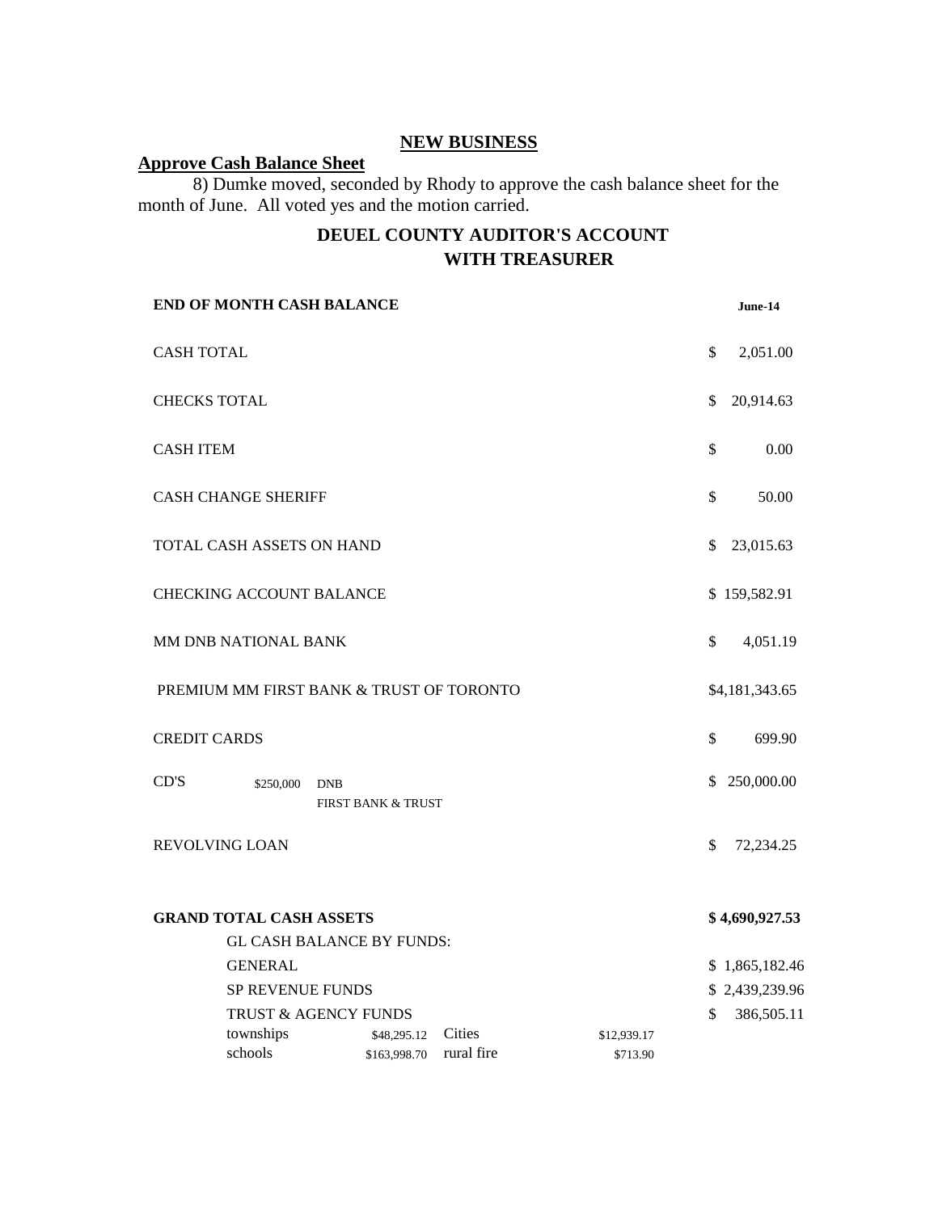## NEW BUSINESS

**Approve Cash Balance Sheet**

8) Dumke moved, seconded by Rhody to approve the cash balance sheet for the month of June. All voted yes and the motion carried.

### DEUEL COUNTY AUDITOR'S ACCOUNT WITH TREASURER

| **END OF MONTH CASH BALANCE** | | | | **June-14** |
|---|---|---|---|---|
| CASH TOTAL | | | | $ 2,051.00 |
| CHECKS TOTAL | | | | $ 20,914.63 |
| CASH ITEM | | | | $ 0.00 |
| CASH CHANGE SHERIFF | | | | $ 50.00 |
| TOTAL CASH ASSETS ON HAND | | | | $ 23,015.63 |
| CHECKING ACCOUNT BALANCE | | | | $ 159,582.91 |
| MM DNB NATIONAL BANK | | | | $ 4,051.19 |
| PREMIUM MM FIRST BANK & TRUST OF TORONTO | | | | $4,181,343.65 |
| CREDIT CARDS | | | | $ 699.90 |
| CD'S | $250,000 | DNB<br>FIRST BANK & TRUST | | $ 250,000.00 |
| REVOLVING LOAN | | | | $ 72,234.25 |
| **GRAND TOTAL CASH ASSETS** | | | | **$ 4,690,927.53** |
| GL CASH BALANCE BY FUNDS: | | | | |
| GENERAL | | | | $ 1,865,182.46 |
| SP REVENUE FUNDS | | | | $ 2,439,239.96 |
| TRUST & AGENCY FUNDS | | | | $ 386,505.11 |
| townships | $48,295.12 | Cities | $12,939.17 | |
| schools | $163,998.70 | rural fire | $713.90 | |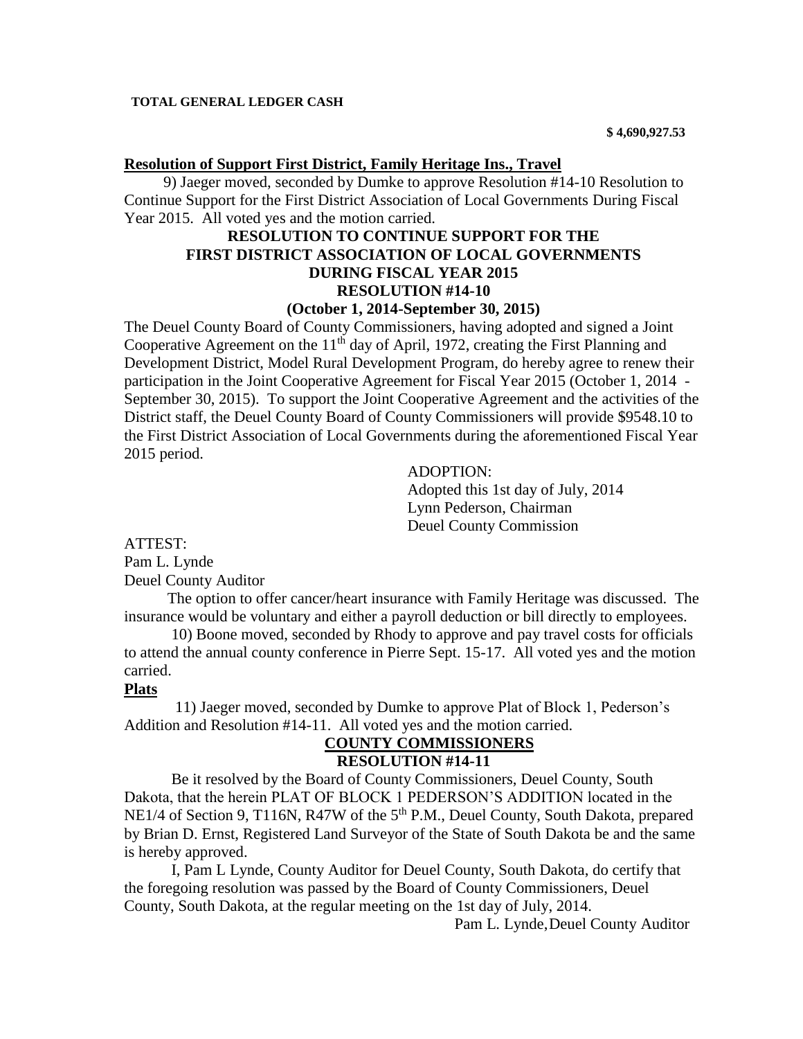**TOTAL GENERAL LEDGER CASH**

**$ 4,690,927.53**

**Resolution of Support First District, Family Heritage Ins., Travel**

9) Jaeger moved, seconded by Dumke to approve Resolution #14-10 Resolution to Continue Support for the First District Association of Local Governments During Fiscal Year 2015. All voted yes and the motion carried.

**RESOLUTION TO CONTINUE SUPPORT FOR THE FIRST DISTRICT ASSOCIATION OF LOCAL GOVERNMENTS DURING FISCAL YEAR 2015**
**RESOLUTION #14-10**
**(October 1, 2014-September 30, 2015)**

The Deuel County Board of County Commissioners, having adopted and signed a Joint Cooperative Agreement on the 11th day of April, 1972, creating the First Planning and Development District, Model Rural Development Program, do hereby agree to renew their participation in the Joint Cooperative Agreement for Fiscal Year 2015 (October 1, 2014 - September 30, 2015). To support the Joint Cooperative Agreement and the activities of the District staff, the Deuel County Board of County Commissioners will provide $9548.10 to the First District Association of Local Governments during the aforementioned Fiscal Year 2015 period.

ADOPTION:
Adopted this 1st day of July, 2014
Lynn Pederson, Chairman
Deuel County Commission

ATTEST:
Pam L. Lynde
Deuel County Auditor

The option to offer cancer/heart insurance with Family Heritage was discussed. The insurance would be voluntary and either a payroll deduction or bill directly to employees.

10) Boone moved, seconded by Rhody to approve and pay travel costs for officials to attend the annual county conference in Pierre Sept. 15-17. All voted yes and the motion carried.

**Plats**

11) Jaeger moved, seconded by Dumke to approve Plat of Block 1, Pederson's Addition and Resolution #14-11. All voted yes and the motion carried.

**COUNTY COMMISSIONERS**
**RESOLUTION #14-11**

Be it resolved by the Board of County Commissioners, Deuel County, South Dakota, that the herein PLAT OF BLOCK 1 PEDERSON'S ADDITION located in the NE1/4 of Section 9, T116N, R47W of the 5th P.M., Deuel County, South Dakota, prepared by Brian D. Ernst, Registered Land Surveyor of the State of South Dakota be and the same is hereby approved.

I, Pam L Lynde, County Auditor for Deuel County, South Dakota, do certify that the foregoing resolution was passed by the Board of County Commissioners, Deuel County, South Dakota, at the regular meeting on the 1st day of July, 2014.

Pam L. Lynde, Deuel County Auditor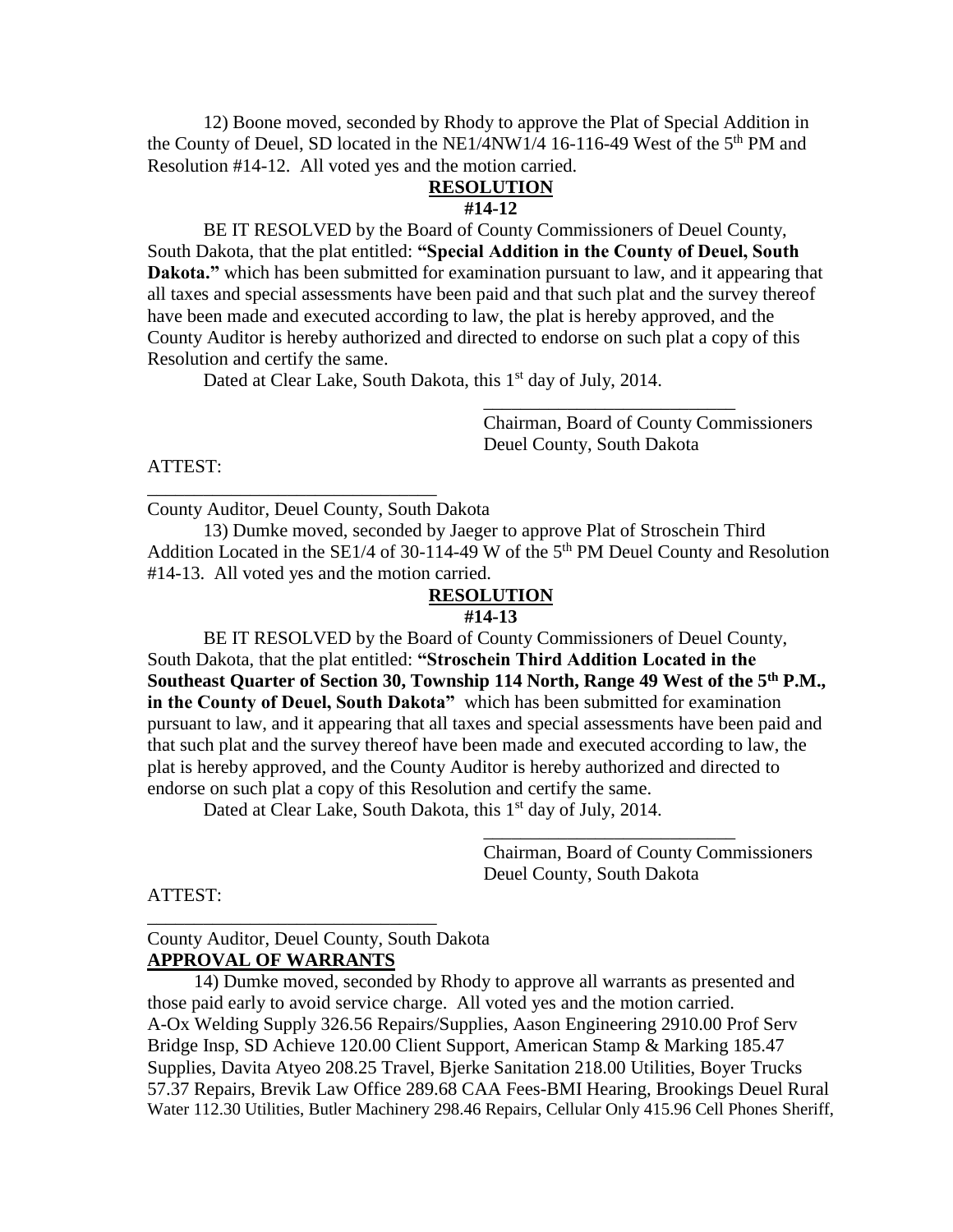12) Boone moved, seconded by Rhody to approve the Plat of Special Addition in the County of Deuel, SD located in the NE1/4NW1/4 16-116-49 West of the 5th PM and Resolution #14-12. All voted yes and the motion carried.

**RESOLUTION**
**#14-12**

BE IT RESOLVED by the Board of County Commissioners of Deuel County, South Dakota, that the plat entitled: **"Special Addition in the County of Deuel, South Dakota."** which has been submitted for examination pursuant to law, and it appearing that all taxes and special assessments have been paid and that such plat and the survey thereof have been made and executed according to law, the plat is hereby approved, and the County Auditor is hereby authorized and directed to endorse on such plat a copy of this Resolution and certify the same.

Dated at Clear Lake, South Dakota, this 1st day of July, 2014.

___________________________
Chairman, Board of County Commissioners
Deuel County, South Dakota

ATTEST:

_______________________________
County Auditor, Deuel County, South Dakota

13) Dumke moved, seconded by Jaeger to approve Plat of Stroschein Third Addition Located in the SE1/4 of 30-114-49 W of the 5th PM Deuel County and Resolution #14-13. All voted yes and the motion carried.

**RESOLUTION**
**#14-13**

BE IT RESOLVED by the Board of County Commissioners of Deuel County, South Dakota, that the plat entitled: **"Stroschein Third Addition Located in the Southeast Quarter of Section 30, Township 114 North, Range 49 West of the 5th P.M., in the County of Deuel, South Dakota"** which has been submitted for examination pursuant to law, and it appearing that all taxes and special assessments have been paid and that such plat and the survey thereof have been made and executed according to law, the plat is hereby approved, and the County Auditor is hereby authorized and directed to endorse on such plat a copy of this Resolution and certify the same.

Dated at Clear Lake, South Dakota, this 1st day of July, 2014.

___________________________
Chairman, Board of County Commissioners
Deuel County, South Dakota

ATTEST:

_______________________________
County Auditor, Deuel County, South Dakota

**APPROVAL OF WARRANTS**

14) Dumke moved, seconded by Rhody to approve all warrants as presented and those paid early to avoid service charge. All voted yes and the motion carried.
A-Ox Welding Supply 326.56 Repairs/Supplies, Aason Engineering 2910.00 Prof Serv Bridge Insp, SD Achieve 120.00 Client Support, American Stamp & Marking 185.47 Supplies, Davita Atyeo 208.25 Travel, Bjerke Sanitation 218.00 Utilities, Boyer Trucks 57.37 Repairs, Brevik Law Office 289.68 CAA Fees-BMI Hearing, Brookings Deuel Rural Water 112.30 Utilities, Butler Machinery 298.46 Repairs, Cellular Only 415.96 Cell Phones Sheriff,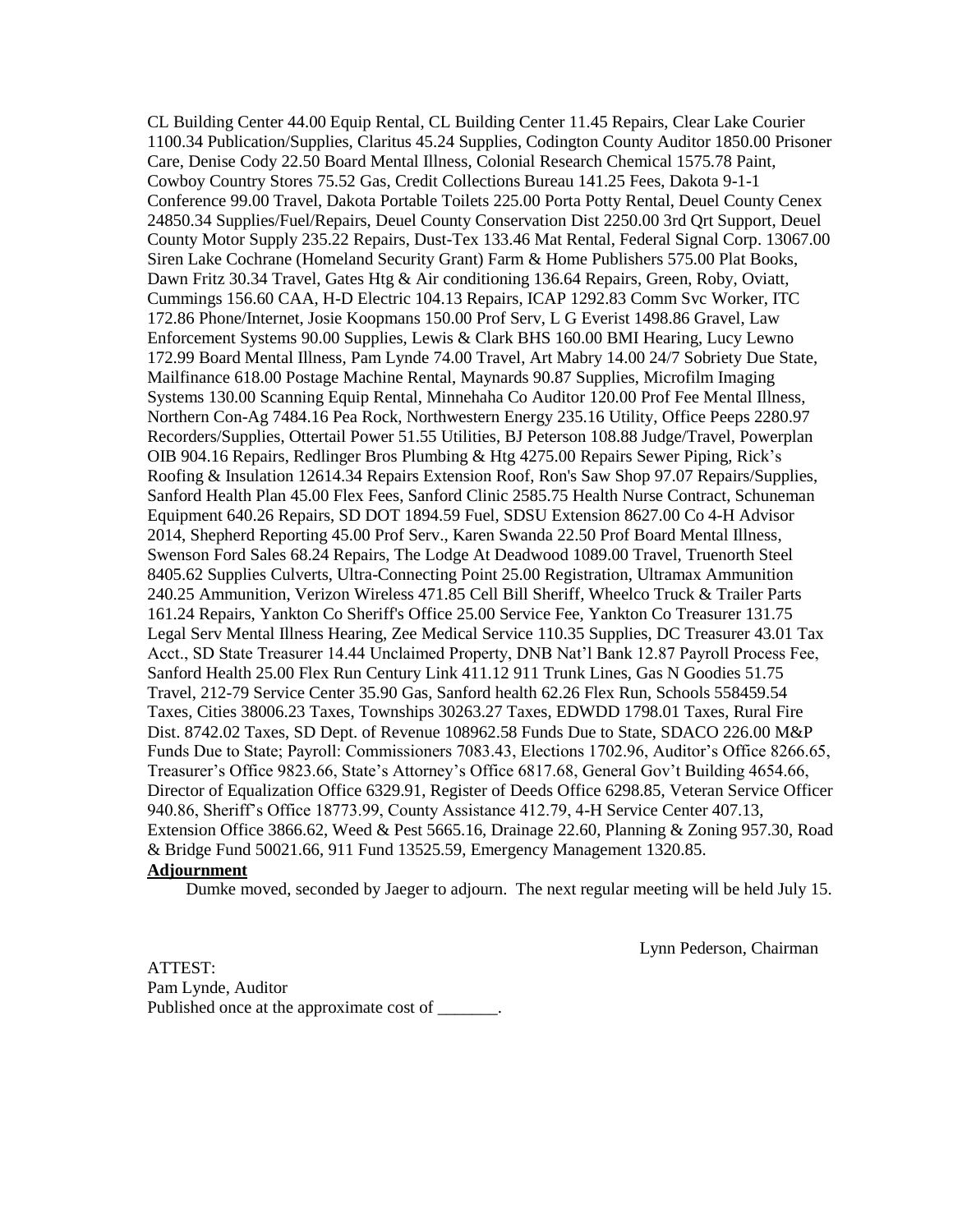CL Building Center 44.00 Equip Rental, CL Building Center 11.45 Repairs, Clear Lake Courier 1100.34 Publication/Supplies, Claritus 45.24 Supplies, Codington County Auditor 1850.00 Prisoner Care, Denise Cody 22.50 Board Mental Illness, Colonial Research Chemical 1575.78 Paint, Cowboy Country Stores 75.52 Gas, Credit Collections Bureau 141.25 Fees, Dakota 9-1-1 Conference 99.00 Travel, Dakota Portable Toilets 225.00 Porta Potty Rental, Deuel County Cenex 24850.34 Supplies/Fuel/Repairs, Deuel County Conservation Dist 2250.00 3rd Qrt Support, Deuel County Motor Supply 235.22 Repairs, Dust-Tex 133.46 Mat Rental, Federal Signal Corp. 13067.00 Siren Lake Cochrane (Homeland Security Grant) Farm & Home Publishers 575.00 Plat Books, Dawn Fritz 30.34 Travel, Gates Htg & Air conditioning 136.64 Repairs, Green, Roby, Oviatt, Cummings 156.60 CAA, H-D Electric 104.13 Repairs, ICAP 1292.83 Comm Svc Worker, ITC 172.86 Phone/Internet, Josie Koopmans 150.00 Prof Serv, L G Everist 1498.86 Gravel, Law Enforcement Systems 90.00 Supplies, Lewis & Clark BHS 160.00 BMI Hearing, Lucy Lewno 172.99 Board Mental Illness, Pam Lynde 74.00 Travel, Art Mabry 14.00 24/7 Sobriety Due State, Mailfinance 618.00 Postage Machine Rental, Maynards 90.87 Supplies, Microfilm Imaging Systems 130.00 Scanning Equip Rental, Minnehaha Co Auditor 120.00 Prof Fee Mental Illness, Northern Con-Ag 7484.16 Pea Rock, Northwestern Energy 235.16 Utility, Office Peeps 2280.97 Recorders/Supplies, Ottertail Power 51.55 Utilities, BJ Peterson 108.88 Judge/Travel, Powerplan OIB 904.16 Repairs, Redlinger Bros Plumbing & Htg 4275.00 Repairs Sewer Piping, Rick's Roofing & Insulation 12614.34 Repairs Extension Roof, Ron's Saw Shop 97.07 Repairs/Supplies, Sanford Health Plan 45.00 Flex Fees, Sanford Clinic 2585.75 Health Nurse Contract, Schuneman Equipment 640.26 Repairs, SD DOT 1894.59 Fuel, SDSU Extension 8627.00 Co 4-H Advisor 2014, Shepherd Reporting 45.00 Prof Serv., Karen Swanda 22.50 Prof Board Mental Illness, Swenson Ford Sales 68.24 Repairs, The Lodge At Deadwood 1089.00 Travel, Truenorth Steel 8405.62 Supplies Culverts, Ultra-Connecting Point 25.00 Registration, Ultramax Ammunition 240.25 Ammunition, Verizon Wireless 471.85 Cell Bill Sheriff, Wheelco Truck & Trailer Parts 161.24 Repairs, Yankton Co Sheriff's Office 25.00 Service Fee, Yankton Co Treasurer 131.75 Legal Serv Mental Illness Hearing, Zee Medical Service 110.35 Supplies, DC Treasurer 43.01 Tax Acct., SD State Treasurer 14.44 Unclaimed Property, DNB Nat'l Bank 12.87 Payroll Process Fee, Sanford Health 25.00 Flex Run Century Link 411.12 911 Trunk Lines, Gas N Goodies 51.75 Travel, 212-79 Service Center 35.90 Gas, Sanford health 62.26 Flex Run, Schools 558459.54 Taxes, Cities 38006.23 Taxes, Townships 30263.27 Taxes, EDWDD 1798.01 Taxes, Rural Fire Dist. 8742.02 Taxes, SD Dept. of Revenue 108962.58 Funds Due to State, SDACO 226.00 M&P Funds Due to State; Payroll: Commissioners 7083.43, Elections 1702.96, Auditor's Office 8266.65, Treasurer's Office 9823.66, State's Attorney's Office 6817.68, General Gov't Building 4654.66, Director of Equalization Office 6329.91, Register of Deeds Office 6298.85, Veteran Service Officer 940.86, Sheriff's Office 18773.99, County Assistance 412.79, 4-H Service Center 407.13, Extension Office 3866.62, Weed & Pest 5665.16, Drainage 22.60, Planning & Zoning 957.30, Road & Bridge Fund 50021.66, 911 Fund 13525.59, Emergency Management 1320.85.

**Adjournment**

Dumke moved, seconded by Jaeger to adjourn. The next regular meeting will be held July 15.

Lynn Pederson, Chairman

ATTEST:
Pam Lynde, Auditor
Published once at the approximate cost of _______.